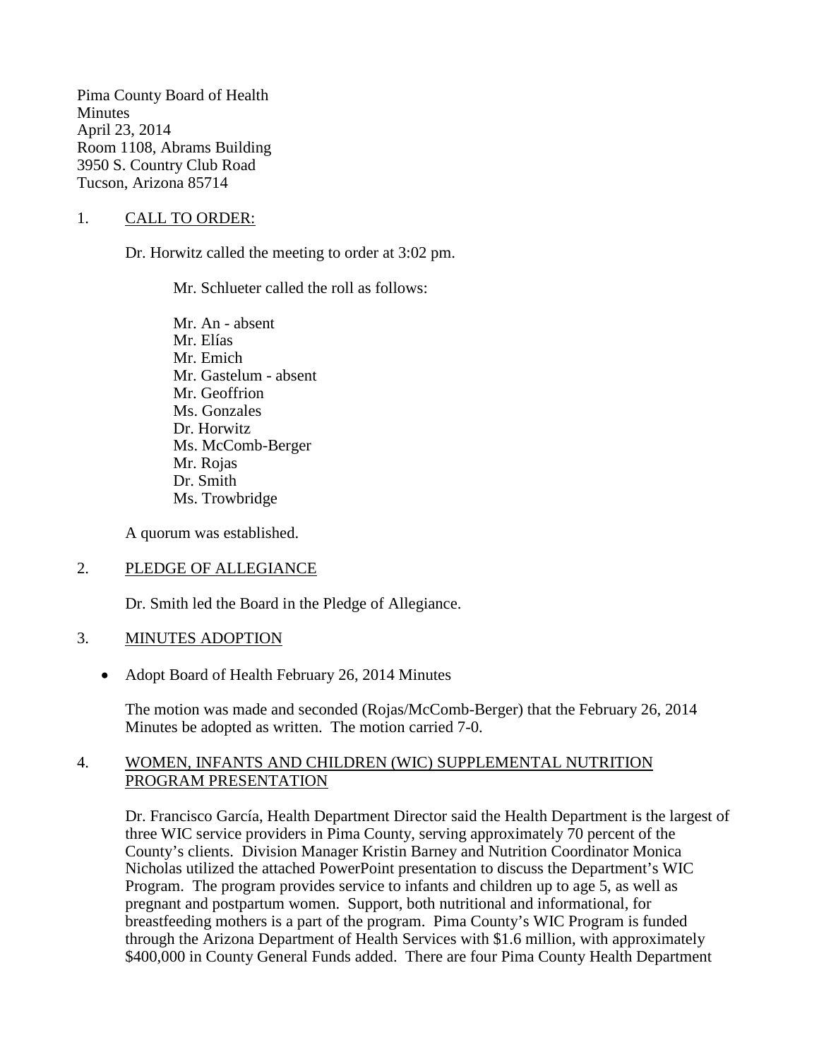Pima County Board of Health
Minutes
April 23, 2014
Room 1108, Abrams Building
3950 S. Country Club Road
Tucson, Arizona 85714

1. <u>CALL TO ORDER:</u>

Dr. Horwitz called the meeting to order at 3:02 pm.

Mr. Schlueter called the roll as follows:

Mr. An - absent
Mr. Elías
Mr. Emich
Mr. Gastelum - absent
Mr. Geoffrion
Ms. Gonzales
Dr. Horwitz
Ms. McComb-Berger
Mr. Rojas
Dr. Smith
Ms. Trowbridge

A quorum was established.

2. <u>PLEDGE OF ALLEGIANCE</u>

Dr. Smith led the Board in the Pledge of Allegiance.

3. <u>MINUTES ADOPTION</u>

- Adopt Board of Health February 26, 2014 Minutes

The motion was made and seconded (Rojas/McComb-Berger) that the February 26, 2014 Minutes be adopted as written. The motion carried 7-0.

4. <u>WOMEN, INFANTS AND CHILDREN (WIC) SUPPLEMENTAL NUTRITION PROGRAM PRESENTATION</u>

Dr. Francisco García, Health Department Director said the Health Department is the largest of three WIC service providers in Pima County, serving approximately 70 percent of the County's clients. Division Manager Kristin Barney and Nutrition Coordinator Monica Nicholas utilized the attached PowerPoint presentation to discuss the Department's WIC Program. The program provides service to infants and children up to age 5, as well as pregnant and postpartum women. Support, both nutritional and informational, for breastfeeding mothers is a part of the program. Pima County's WIC Program is funded through the Arizona Department of Health Services with \$1.6 million, with approximately \$400,000 in County General Funds added. There are four Pima County Health Department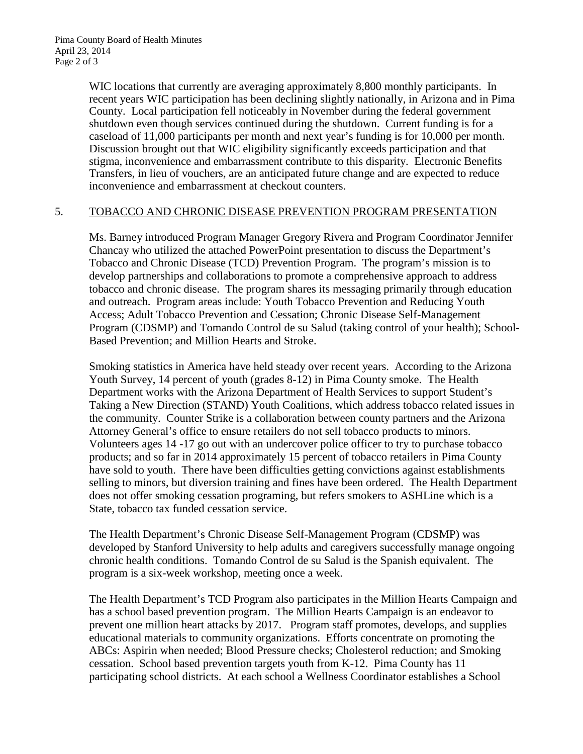WIC locations that currently are averaging approximately 8,800 monthly participants. In recent years WIC participation has been declining slightly nationally, in Arizona and in Pima County. Local participation fell noticeably in November during the federal government shutdown even though services continued during the shutdown. Current funding is for a caseload of 11,000 participants per month and next year's funding is for 10,000 per month. Discussion brought out that WIC eligibility significantly exceeds participation and that stigma, inconvenience and embarrassment contribute to this disparity. Electronic Benefits Transfers, in lieu of vouchers, are an anticipated future change and are expected to reduce inconvenience and embarrassment at checkout counters.

## 5. TOBACCO AND CHRONIC DISEASE PREVENTION PROGRAM PRESENTATION

Ms. Barney introduced Program Manager Gregory Rivera and Program Coordinator Jennifer Chancay who utilized the attached PowerPoint presentation to discuss the Department's Tobacco and Chronic Disease (TCD) Prevention Program. The program's mission is to develop partnerships and collaborations to promote a comprehensive approach to address tobacco and chronic disease. The program shares its messaging primarily through education and outreach. Program areas include: Youth Tobacco Prevention and Reducing Youth Access; Adult Tobacco Prevention and Cessation; Chronic Disease Self-Management Program (CDSMP) and Tomando Control de su Salud (taking control of your health); School-Based Prevention; and Million Hearts and Stroke.

Smoking statistics in America have held steady over recent years. According to the Arizona Youth Survey, 14 percent of youth (grades 8-12) in Pima County smoke. The Health Department works with the Arizona Department of Health Services to support Student's Taking a New Direction (STAND) Youth Coalitions, which address tobacco related issues in the community. Counter Strike is a collaboration between county partners and the Arizona Attorney General's office to ensure retailers do not sell tobacco products to minors. Volunteers ages 14 -17 go out with an undercover police officer to try to purchase tobacco products; and so far in 2014 approximately 15 percent of tobacco retailers in Pima County have sold to youth. There have been difficulties getting convictions against establishments selling to minors, but diversion training and fines have been ordered. The Health Department does not offer smoking cessation programing, but refers smokers to ASHLine which is a State, tobacco tax funded cessation service.

The Health Department's Chronic Disease Self-Management Program (CDSMP) was developed by Stanford University to help adults and caregivers successfully manage ongoing chronic health conditions. Tomando Control de su Salud is the Spanish equivalent. The program is a six-week workshop, meeting once a week.

The Health Department's TCD Program also participates in the Million Hearts Campaign and has a school based prevention program. The Million Hearts Campaign is an endeavor to prevent one million heart attacks by 2017. Program staff promotes, develops, and supplies educational materials to community organizations. Efforts concentrate on promoting the ABCs: Aspirin when needed; Blood Pressure checks; Cholesterol reduction; and Smoking cessation. School based prevention targets youth from K-12. Pima County has 11 participating school districts. At each school a Wellness Coordinator establishes a School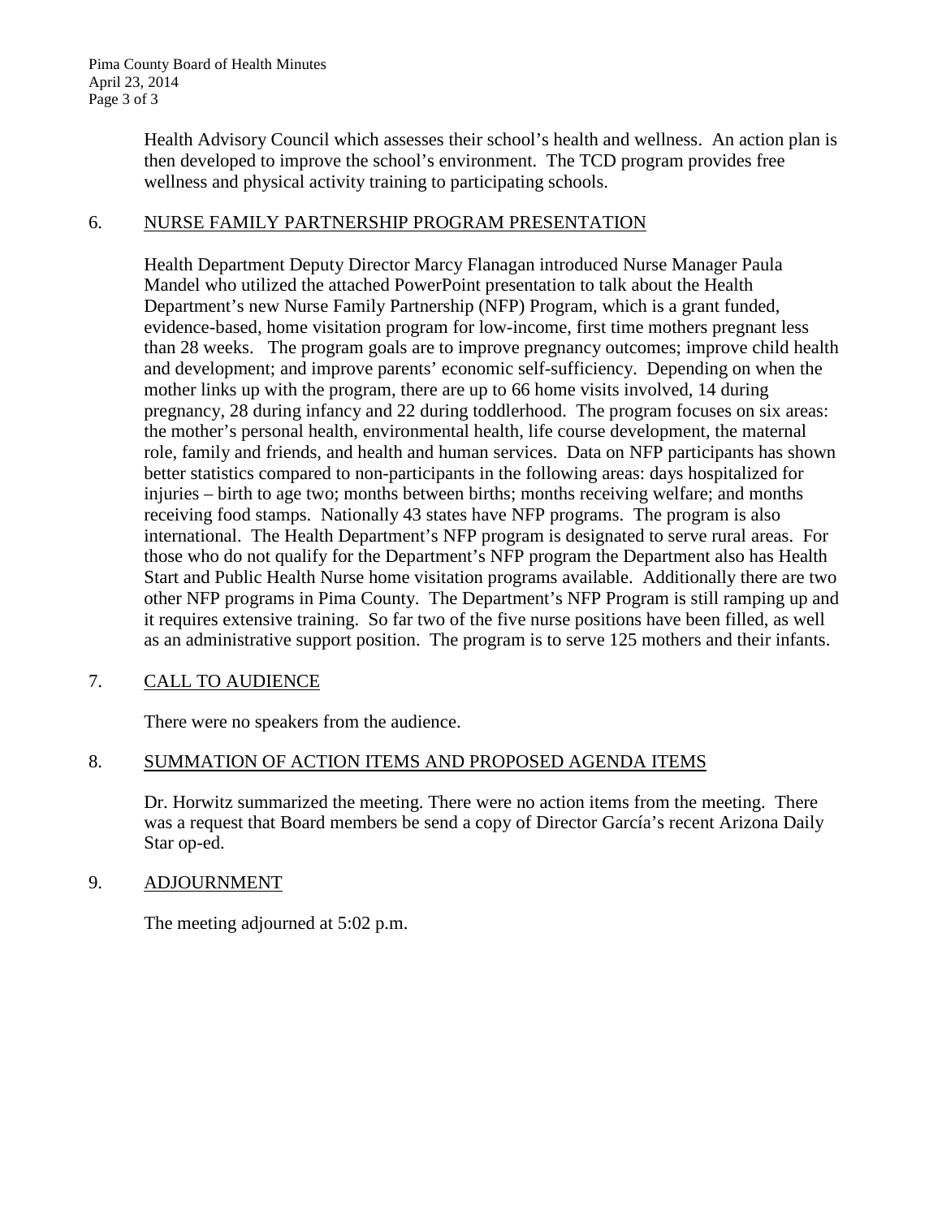Health Advisory Council which assesses their school's health and wellness. An action plan is then developed to improve the school's environment. The TCD program provides free wellness and physical activity training to participating schools.

6. NURSE FAMILY PARTNERSHIP PROGRAM PRESENTATION

Health Department Deputy Director Marcy Flanagan introduced Nurse Manager Paula Mandel who utilized the attached PowerPoint presentation to talk about the Health Department's new Nurse Family Partnership (NFP) Program, which is a grant funded, evidence-based, home visitation program for low-income, first time mothers pregnant less than 28 weeks. The program goals are to improve pregnancy outcomes; improve child health and development; and improve parents' economic self-sufficiency. Depending on when the mother links up with the program, there are up to 66 home visits involved, 14 during pregnancy, 28 during infancy and 22 during toddlerhood. The program focuses on six areas: the mother's personal health, environmental health, life course development, the maternal role, family and friends, and health and human services. Data on NFP participants has shown better statistics compared to non-participants in the following areas: days hospitalized for injuries – birth to age two; months between births; months receiving welfare; and months receiving food stamps. Nationally 43 states have NFP programs. The program is also international. The Health Department's NFP program is designated to serve rural areas. For those who do not qualify for the Department's NFP program the Department also has Health Start and Public Health Nurse home visitation programs available. Additionally there are two other NFP programs in Pima County. The Department's NFP Program is still ramping up and it requires extensive training. So far two of the five nurse positions have been filled, as well as an administrative support position. The program is to serve 125 mothers and their infants.

7. CALL TO AUDIENCE

There were no speakers from the audience.

8. SUMMATION OF ACTION ITEMS AND PROPOSED AGENDA ITEMS

Dr. Horwitz summarized the meeting. There were no action items from the meeting. There was a request that Board members be send a copy of Director García's recent Arizona Daily Star op-ed.

9. ADJOURNMENT

The meeting adjourned at 5:02 p.m.